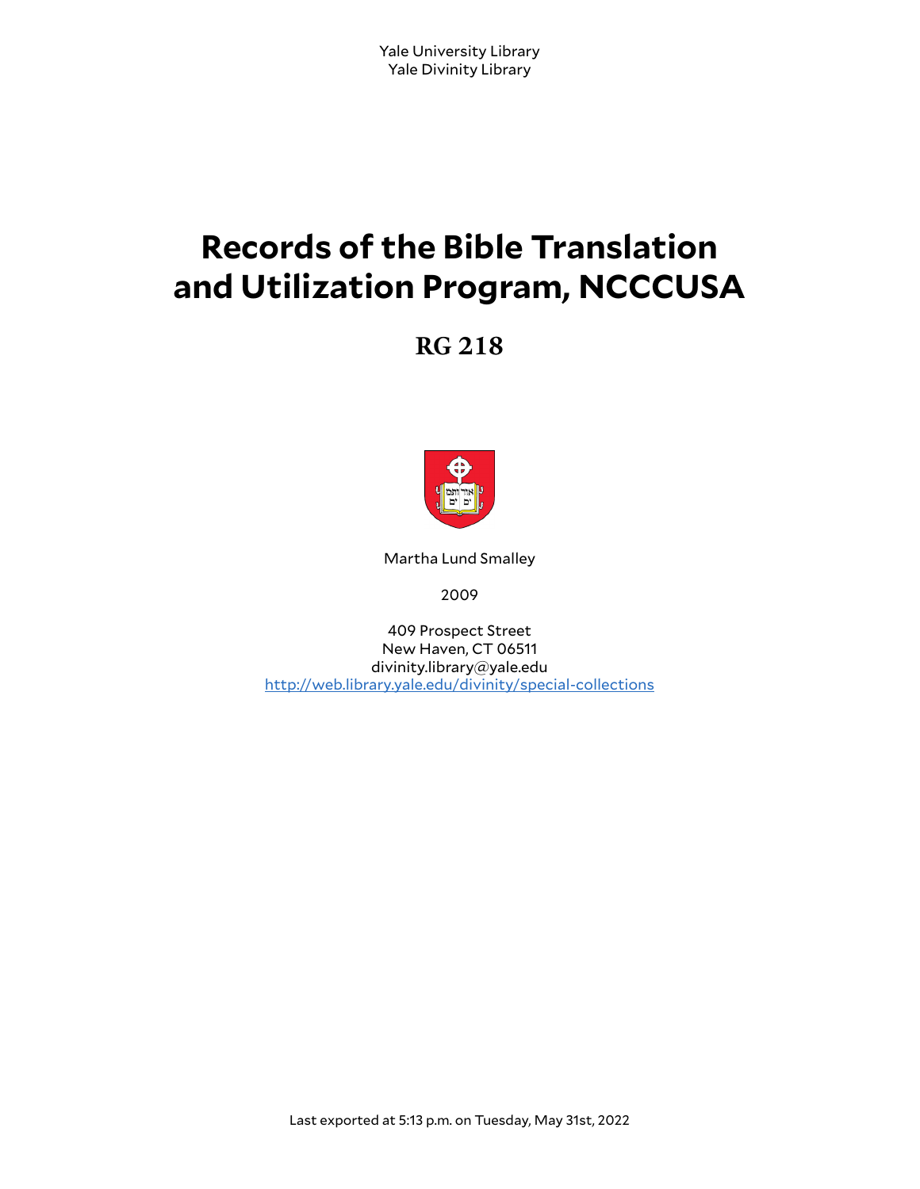Yale University Library
Yale Divinity Library

# Records of the Bible Translation and Utilization Program, NCCCUSA

## RG 218

Martha Lund Smalley

2009

409 Prospect Street
New Haven, CT 06511
divinity.library@yale.edu
http://web.library.yale.edu/divinity/special-collections

Last exported at 5:13 p.m. on Tuesday, May 31st, 2022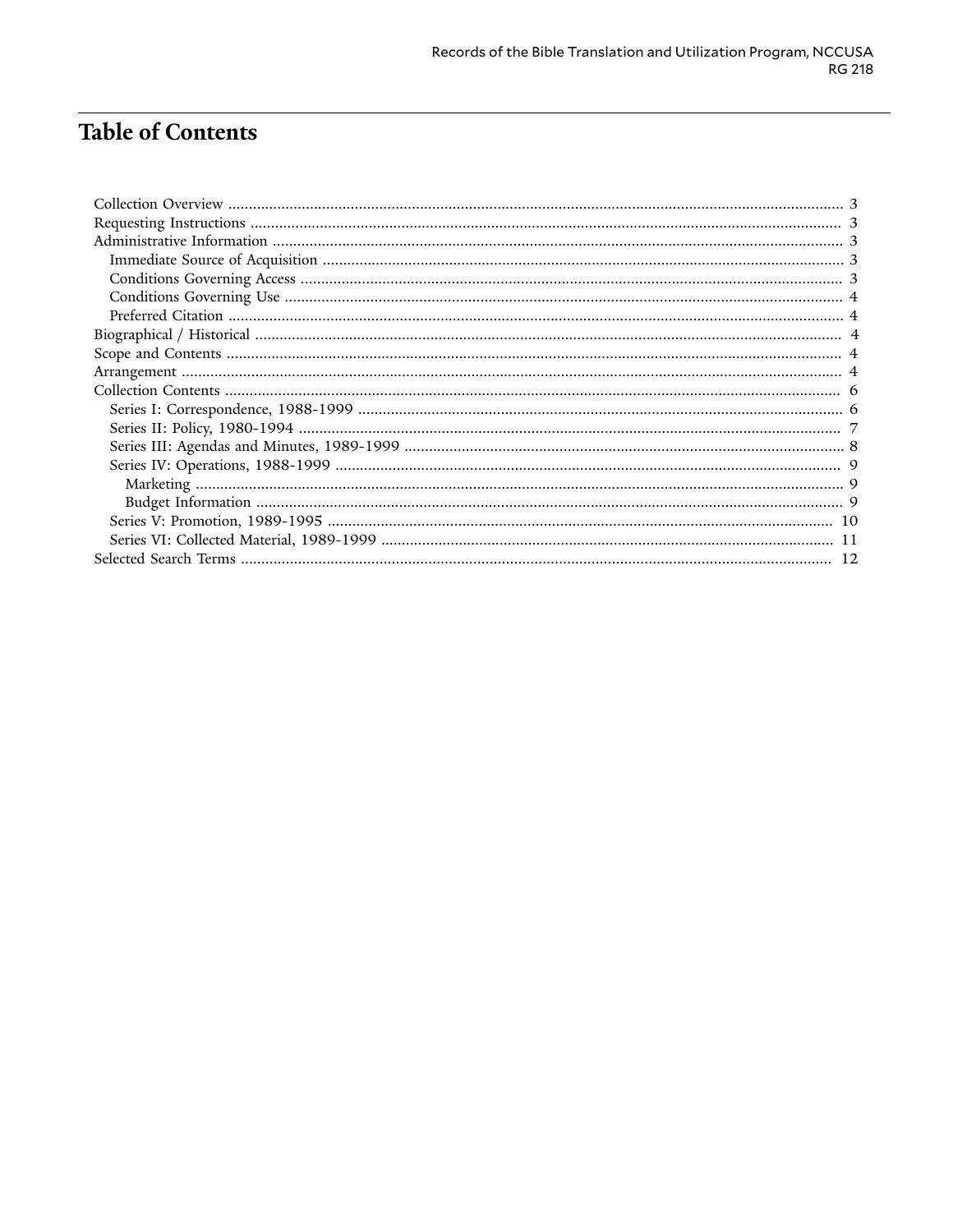# Table of Contents

- Collection Overview ..... 3
- Requesting Instructions ..... 3
- Administrative Information ..... 3
  - Immediate Source of Acquisition ..... 3
  - Conditions Governing Access ..... 3
  - Conditions Governing Use ..... 4
  - Preferred Citation ..... 4
- Biographical / Historical ..... 4
- Scope and Contents ..... 4
- Arrangement ..... 4
- Collection Contents ..... 6
  - Series I: Correspondence, 1988-1999 ..... 6
  - Series II: Policy, 1980-1994 ..... 7
  - Series III: Agendas and Minutes, 1989-1999 ..... 8
  - Series IV: Operations, 1988-1999 ..... 9
    - Marketing ..... 9
    - Budget Information ..... 9
  - Series V: Promotion, 1989-1995 ..... 10
  - Series VI: Collected Material, 1989-1999 ..... 11
- Selected Search Terms ..... 12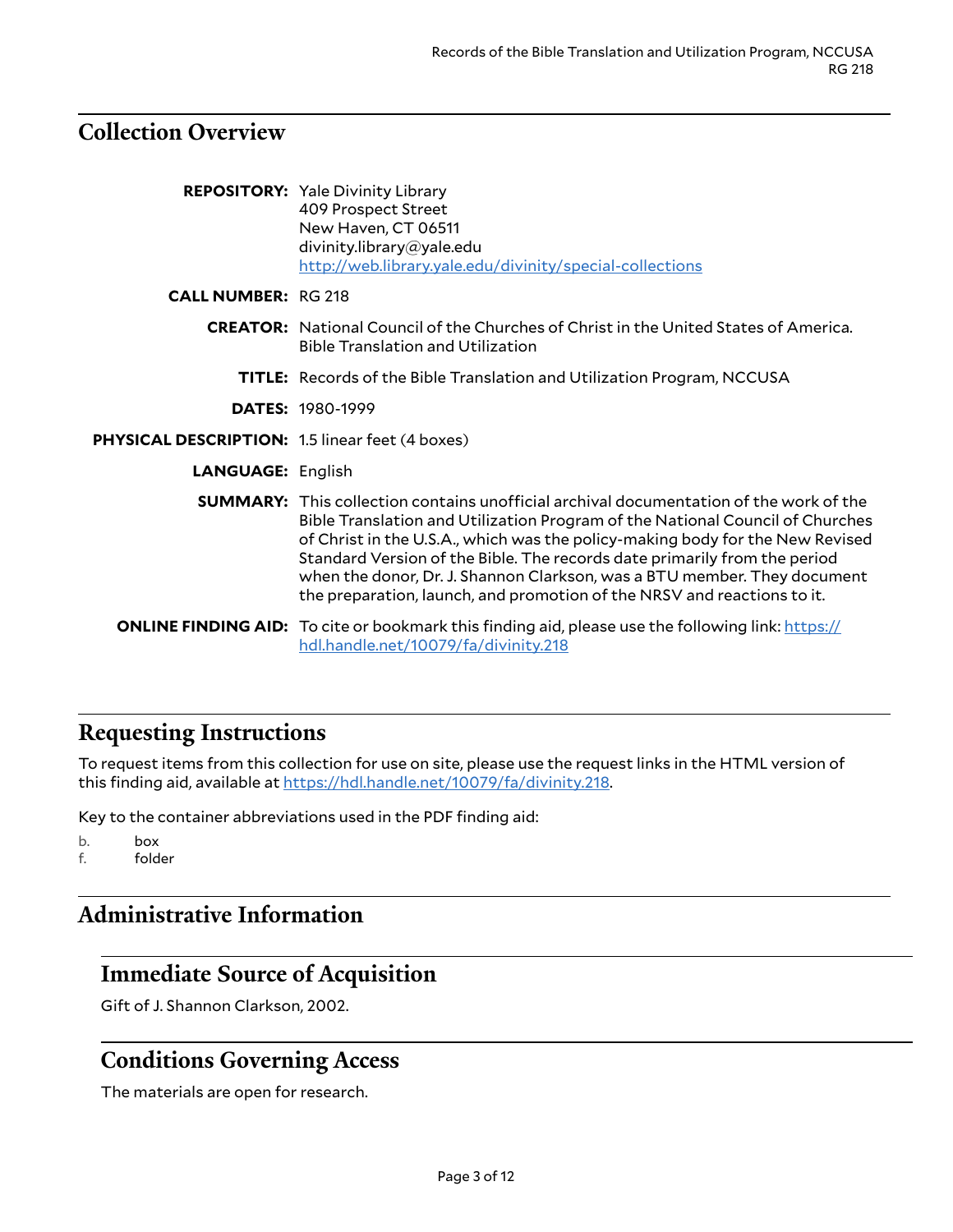## Collection Overview

**REPOSITORY:** Yale Divinity Library
409 Prospect Street
New Haven, CT 06511
divinity.library@yale.edu
http://web.library.yale.edu/divinity/special-collections

**CALL NUMBER:** RG 218

**CREATOR:** National Council of the Churches of Christ in the United States of America. Bible Translation and Utilization

**TITLE:** Records of the Bible Translation and Utilization Program, NCCUSA

**DATES:** 1980-1999

**PHYSICAL DESCRIPTION:** 1.5 linear feet (4 boxes)

**LANGUAGE:** English

**SUMMARY:** This collection contains unofficial archival documentation of the work of the Bible Translation and Utilization Program of the National Council of Churches of Christ in the U.S.A., which was the policy-making body for the New Revised Standard Version of the Bible. The records date primarily from the period when the donor, Dr. J. Shannon Clarkson, was a BTU member. They document the preparation, launch, and promotion of the NRSV and reactions to it.

**ONLINE FINDING AID:** To cite or bookmark this finding aid, please use the following link: https://hdl.handle.net/10079/fa/divinity.218

## Requesting Instructions

To request items from this collection for use on site, please use the request links in the HTML version of this finding aid, available at https://hdl.handle.net/10079/fa/divinity.218.

Key to the container abbreviations used in the PDF finding aid:

b. box
f. folder

## Administrative Information

### Immediate Source of Acquisition

Gift of J. Shannon Clarkson, 2002.

### Conditions Governing Access

The materials are open for research.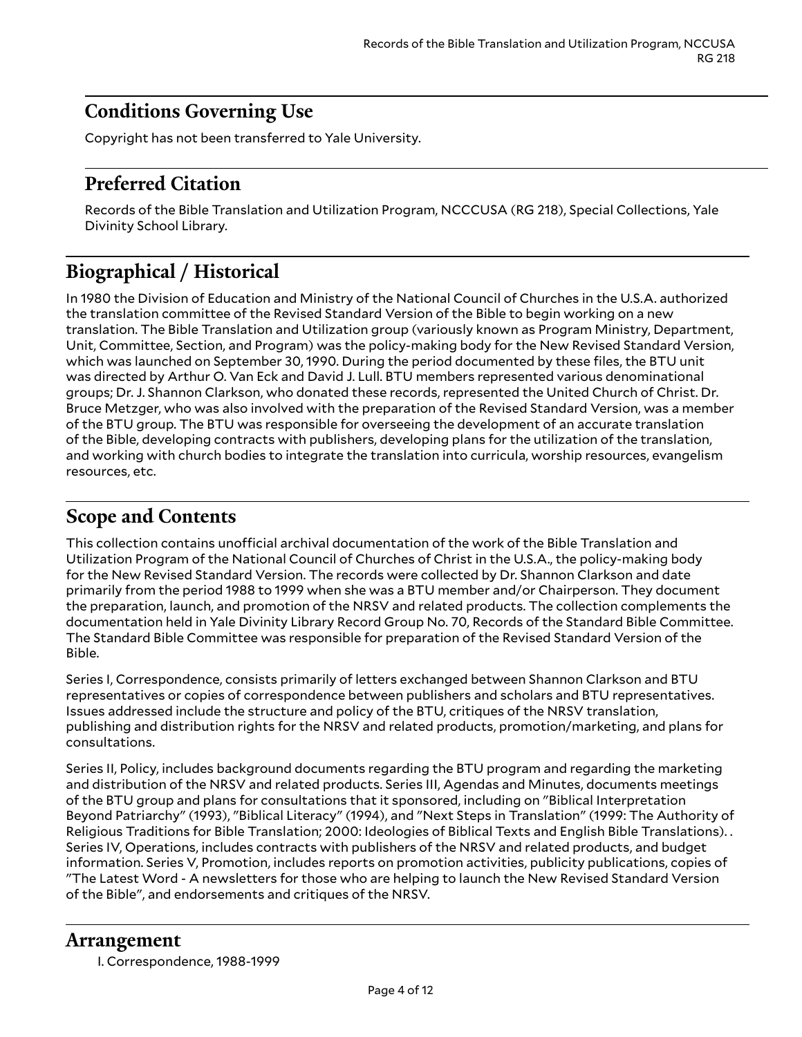## Conditions Governing Use

Copyright has not been transferred to Yale University.

## Preferred Citation

Records of the Bible Translation and Utilization Program, NCCCUSA (RG 218), Special Collections, Yale Divinity School Library.

# Biographical / Historical

In 1980 the Division of Education and Ministry of the National Council of Churches in the U.S.A. authorized the translation committee of the Revised Standard Version of the Bible to begin working on a new translation. The Bible Translation and Utilization group (variously known as Program Ministry, Department, Unit, Committee, Section, and Program) was the policy-making body for the New Revised Standard Version, which was launched on September 30, 1990. During the period documented by these files, the BTU unit was directed by Arthur O. Van Eck and David J. Lull. BTU members represented various denominational groups; Dr. J. Shannon Clarkson, who donated these records, represented the United Church of Christ. Dr. Bruce Metzger, who was also involved with the preparation of the Revised Standard Version, was a member of the BTU group. The BTU was responsible for overseeing the development of an accurate translation of the Bible, developing contracts with publishers, developing plans for the utilization of the translation, and working with church bodies to integrate the translation into curricula, worship resources, evangelism resources, etc.

# Scope and Contents

This collection contains unofficial archival documentation of the work of the Bible Translation and Utilization Program of the National Council of Churches of Christ in the U.S.A., the policy-making body for the New Revised Standard Version. The records were collected by Dr. Shannon Clarkson and date primarily from the period 1988 to 1999 when she was a BTU member and/or Chairperson. They document the preparation, launch, and promotion of the NRSV and related products. The collection complements the documentation held in Yale Divinity Library Record Group No. 70, Records of the Standard Bible Committee. The Standard Bible Committee was responsible for preparation of the Revised Standard Version of the Bible.

Series I, Correspondence, consists primarily of letters exchanged between Shannon Clarkson and BTU representatives or copies of correspondence between publishers and scholars and BTU representatives. Issues addressed include the structure and policy of the BTU, critiques of the NRSV translation, publishing and distribution rights for the NRSV and related products, promotion/marketing, and plans for consultations.

Series II, Policy, includes background documents regarding the BTU program and regarding the marketing and distribution of the NRSV and related products. Series III, Agendas and Minutes, documents meetings of the BTU group and plans for consultations that it sponsored, including on "Biblical Interpretation Beyond Patriarchy" (1993), "Biblical Literacy" (1994), and "Next Steps in Translation" (1999: The Authority of Religious Traditions for Bible Translation; 2000: Ideologies of Biblical Texts and English Bible Translations). . Series IV, Operations, includes contracts with publishers of the NRSV and related products, and budget information. Series V, Promotion, includes reports on promotion activities, publicity publications, copies of "The Latest Word - A newsletters for those who are helping to launch the New Revised Standard Version of the Bible", and endorsements and critiques of the NRSV.

# Arrangement

I. Correspondence, 1988-1999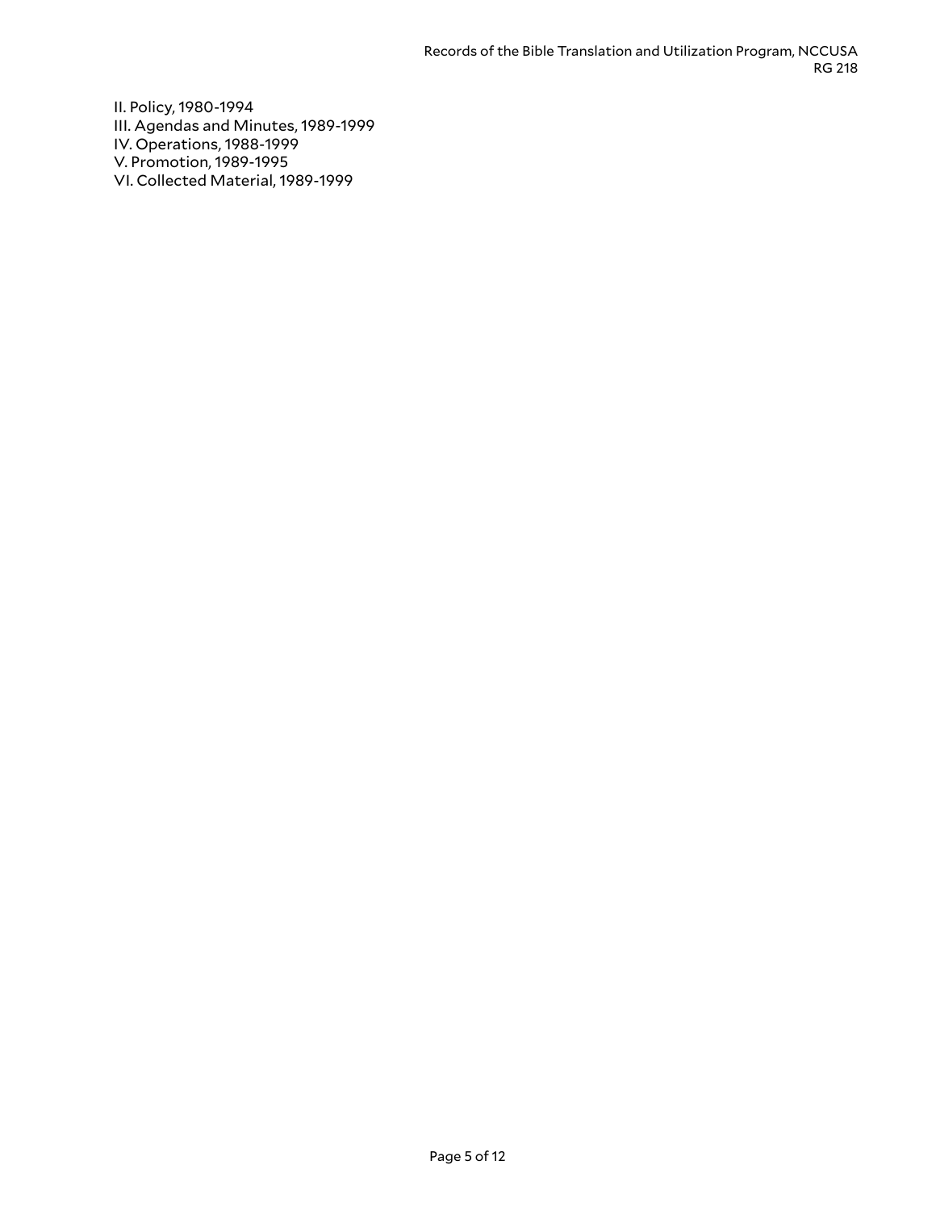II. Policy, 1980-1994
III. Agendas and Minutes, 1989-1999
IV. Operations, 1988-1999
V. Promotion, 1989-1995
VI. Collected Material, 1989-1999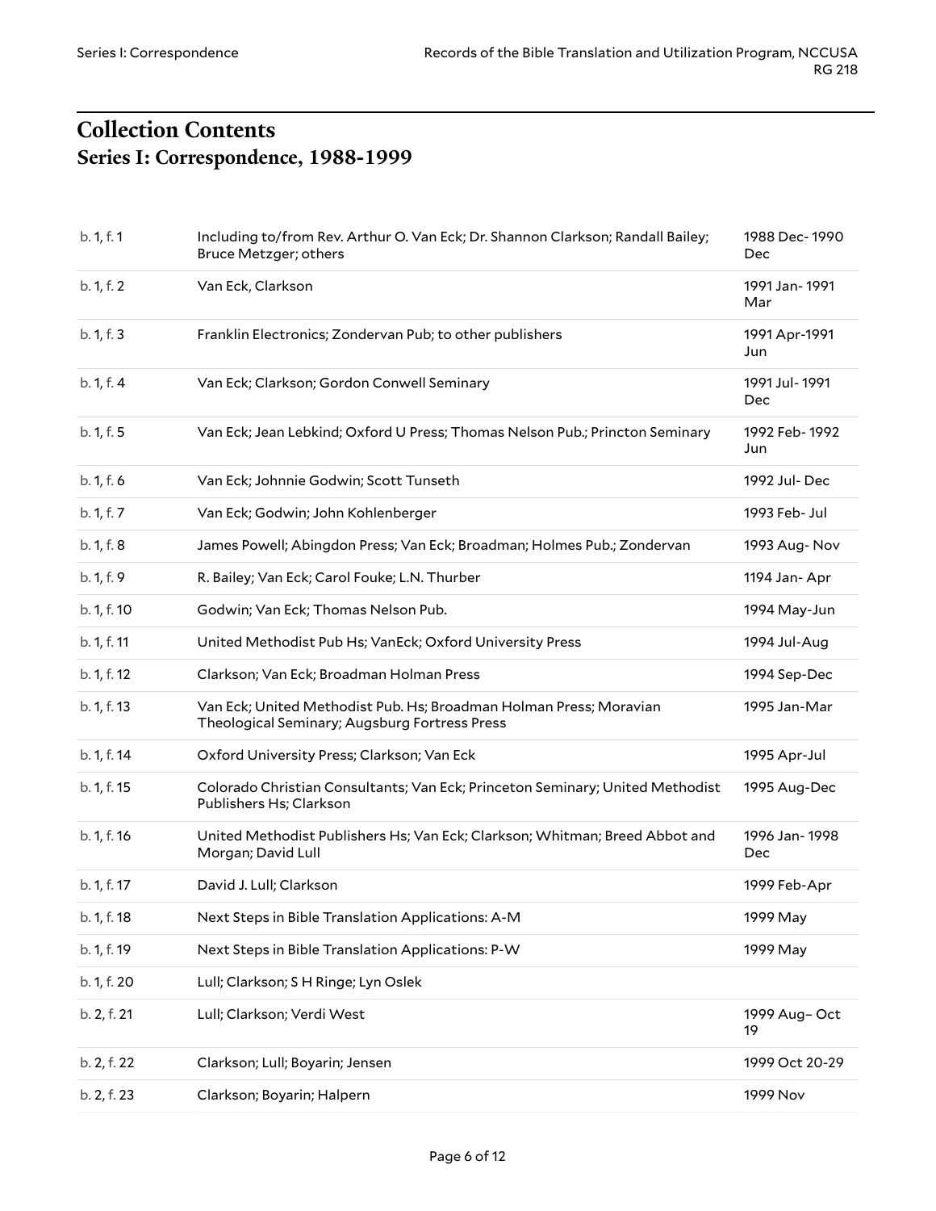# Collection Contents

## Series I: Correspondence, 1988-1999

| | | |
|---|---|---|
| b. 1, f. 1 | Including to/from Rev. Arthur O. Van Eck; Dr. Shannon Clarkson; Randall Bailey; Bruce Metzger; others | 1988 Dec- 1990 Dec |
| b. 1, f. 2 | Van Eck, Clarkson | 1991 Jan- 1991 Mar |
| b. 1, f. 3 | Franklin Electronics; Zondervan Pub; to other publishers | 1991 Apr-1991 Jun |
| b. 1, f. 4 | Van Eck; Clarkson; Gordon Conwell Seminary | 1991 Jul- 1991 Dec |
| b. 1, f. 5 | Van Eck; Jean Lebkind; Oxford U Press; Thomas Nelson Pub.; Princton Seminary | 1992 Feb- 1992 Jun |
| b. 1, f. 6 | Van Eck; Johnnie Godwin; Scott Tunseth | 1992 Jul- Dec |
| b. 1, f. 7 | Van Eck; Godwin; John Kohlenberger | 1993 Feb- Jul |
| b. 1, f. 8 | James Powell; Abingdon Press; Van Eck; Broadman; Holmes Pub.; Zondervan | 1993 Aug- Nov |
| b. 1, f. 9 | R. Bailey; Van Eck; Carol Fouke; L.N. Thurber | 1194 Jan- Apr |
| b. 1, f. 10 | Godwin; Van Eck; Thomas Nelson Pub. | 1994 May-Jun |
| b. 1, f. 11 | United Methodist Pub Hs; VanEck; Oxford University Press | 1994 Jul-Aug |
| b. 1, f. 12 | Clarkson; Van Eck; Broadman Holman Press | 1994 Sep-Dec |
| b. 1, f. 13 | Van Eck; United Methodist Pub. Hs; Broadman Holman Press; Moravian Theological Seminary; Augsburg Fortress Press | 1995 Jan-Mar |
| b. 1, f. 14 | Oxford University Press; Clarkson; Van Eck | 1995 Apr-Jul |
| b. 1, f. 15 | Colorado Christian Consultants; Van Eck; Princeton Seminary; United Methodist Publishers Hs; Clarkson | 1995 Aug-Dec |
| b. 1, f. 16 | United Methodist Publishers Hs; Van Eck; Clarkson; Whitman; Breed Abbot and Morgan; David Lull | 1996 Jan- 1998 Dec |
| b. 1, f. 17 | David J. Lull; Clarkson | 1999 Feb-Apr |
| b. 1, f. 18 | Next Steps in Bible Translation Applications: A-M | 1999 May |
| b. 1, f. 19 | Next Steps in Bible Translation Applications: P-W | 1999 May |
| b. 1, f. 20 | Lull; Clarkson; S H Ringe; Lyn Oslek | |
| b. 2, f. 21 | Lull; Clarkson; Verdi West | 1999 Aug– Oct 19 |
| b. 2, f. 22 | Clarkson; Lull; Boyarin; Jensen | 1999 Oct 20-29 |
| b. 2, f. 23 | Clarkson; Boyarin; Halpern | 1999 Nov |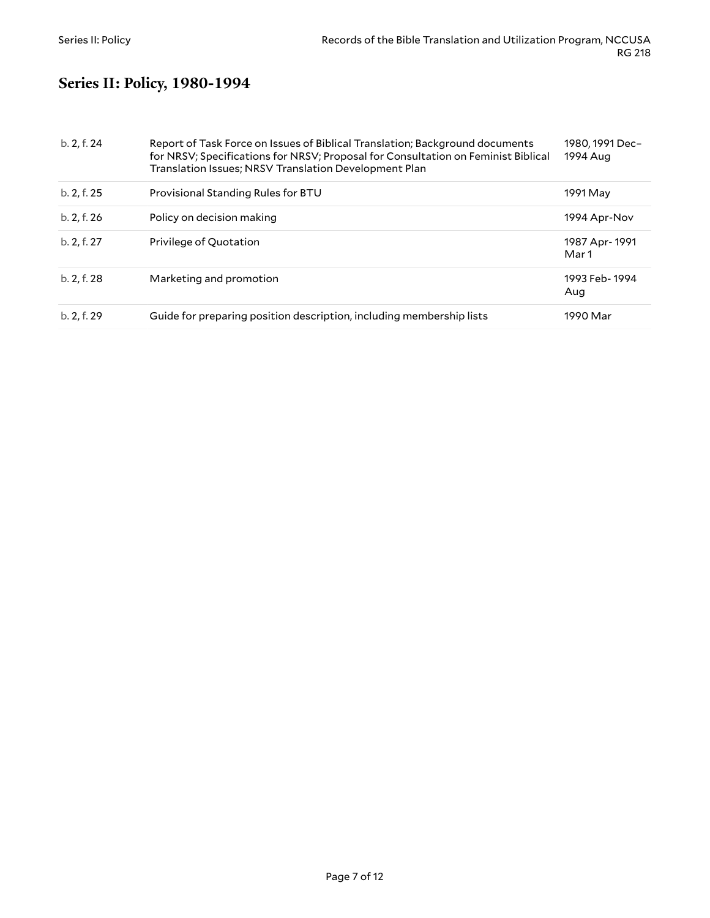## Series II: Policy, 1980-1994

| | | |
|---|---|---|
| b. 2, f. 24 | Report of Task Force on Issues of Biblical Translation; Background documents for NRSV; Specifications for NRSV; Proposal for Consultation on Feminist Biblical Translation Issues; NRSV Translation Development Plan | 1980, 1991 Dec–1994 Aug |
| b. 2, f. 25 | Provisional Standing Rules for BTU | 1991 May |
| b. 2, f. 26 | Policy on decision making | 1994 Apr-Nov |
| b. 2, f. 27 | Privilege of Quotation | 1987 Apr- 1991 Mar 1 |
| b. 2, f. 28 | Marketing and promotion | 1993 Feb- 1994 Aug |
| b. 2, f. 29 | Guide for preparing position description, including membership lists | 1990 Mar |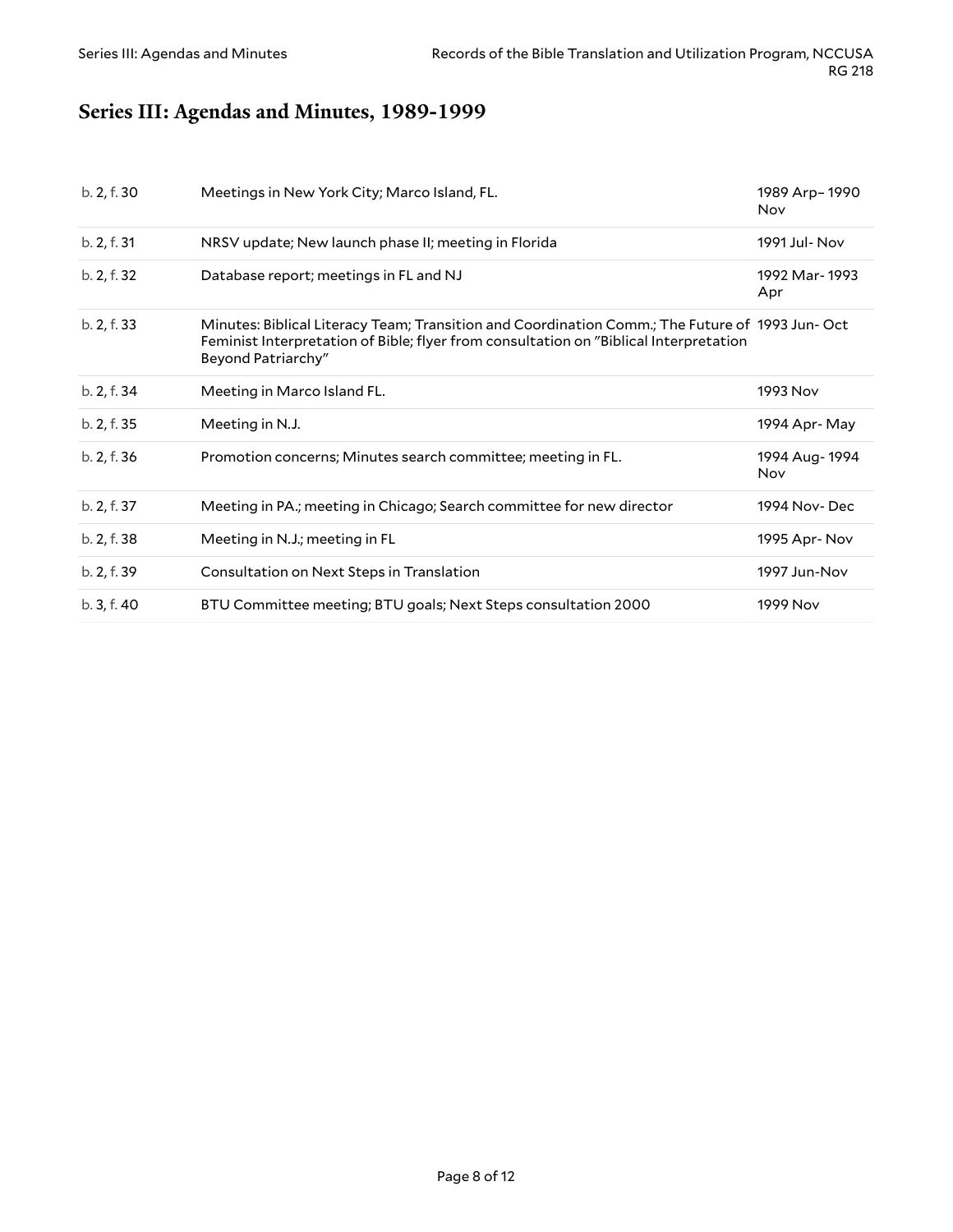## Series III: Agendas and Minutes, 1989-1999

| | | |
|---|---|---|
| b. 2, f. 30 | Meetings in New York City; Marco Island, FL. | 1989 Arp– 1990 Nov |
| b. 2, f. 31 | NRSV update; New launch phase II; meeting in Florida | 1991 Jul- Nov |
| b. 2, f. 32 | Database report; meetings in FL and NJ | 1992 Mar- 1993 Apr |
| b. 2, f. 33 | Minutes: Biblical Literacy Team; Transition and Coordination Comm.; The Future of Feminist Interpretation of Bible; flyer from consultation on "Biblical Interpretation Beyond Patriarchy" | 1993 Jun- Oct |
| b. 2, f. 34 | Meeting in Marco Island FL. | 1993 Nov |
| b. 2, f. 35 | Meeting in N.J. | 1994 Apr- May |
| b. 2, f. 36 | Promotion concerns; Minutes search committee; meeting in FL. | 1994 Aug- 1994 Nov |
| b. 2, f. 37 | Meeting in PA.; meeting in Chicago; Search committee for new director | 1994 Nov- Dec |
| b. 2, f. 38 | Meeting in N.J.; meeting in FL | 1995 Apr- Nov |
| b. 2, f. 39 | Consultation on Next Steps in Translation | 1997 Jun-Nov |
| b. 3, f. 40 | BTU Committee meeting; BTU goals; Next Steps consultation 2000 | 1999 Nov |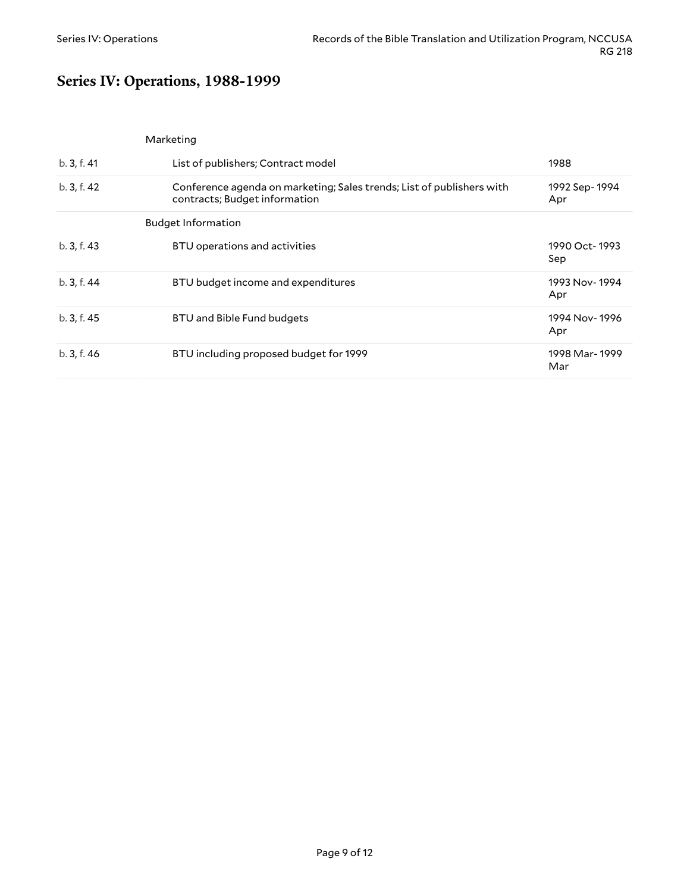## Series IV: Operations, 1988-1999

| | | |
|---|---|---|
| | Marketing | |
| b. 3, f. 41 | List of publishers; Contract model | 1988 |
| b. 3, f. 42 | Conference agenda on marketing; Sales trends; List of publishers with contracts; Budget information | 1992 Sep- 1994 Apr |
| | Budget Information | |
| b. 3, f. 43 | BTU operations and activities | 1990 Oct- 1993 Sep |
| b. 3, f. 44 | BTU budget income and expenditures | 1993 Nov- 1994 Apr |
| b. 3, f. 45 | BTU and Bible Fund budgets | 1994 Nov- 1996 Apr |
| b. 3, f. 46 | BTU including proposed budget for 1999 | 1998 Mar- 1999 Mar |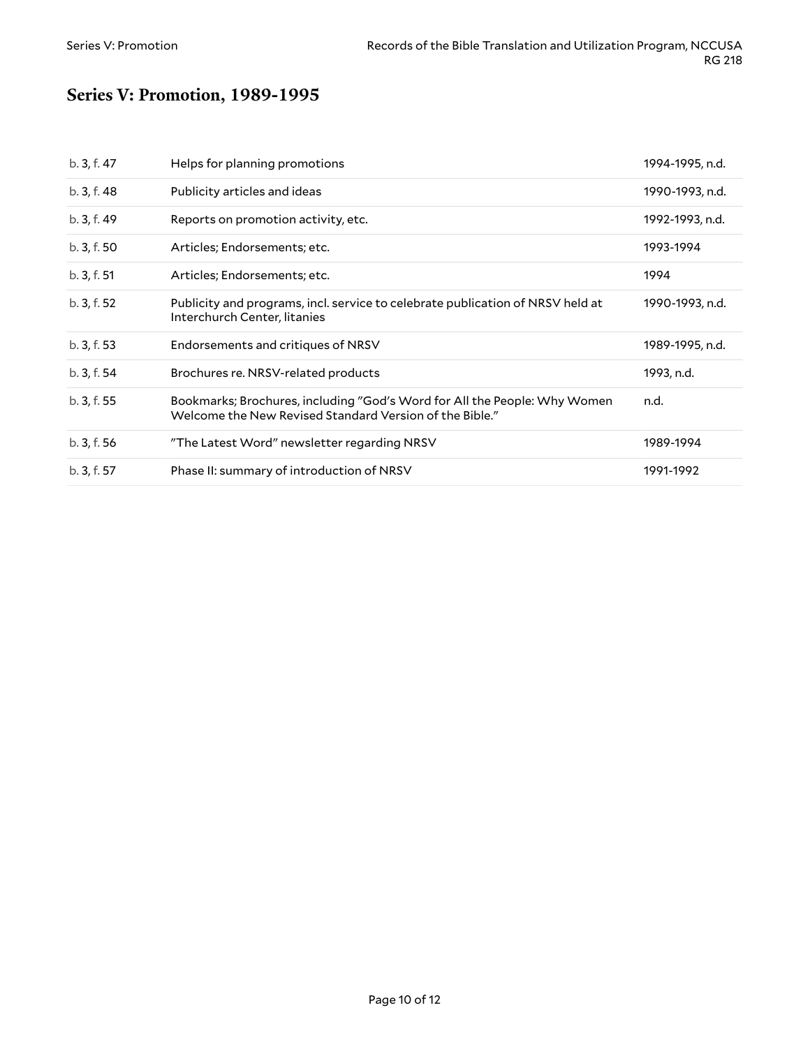## Series V: Promotion, 1989-1995

| | | |
|---|---|---|
| b. 3, f. 47 | Helps for planning promotions | 1994-1995, n.d. |
| b. 3, f. 48 | Publicity articles and ideas | 1990-1993, n.d. |
| b. 3, f. 49 | Reports on promotion activity, etc. | 1992-1993, n.d. |
| b. 3, f. 50 | Articles; Endorsements; etc. | 1993-1994 |
| b. 3, f. 51 | Articles; Endorsements; etc. | 1994 |
| b. 3, f. 52 | Publicity and programs, incl. service to celebrate publication of NRSV held at Interchurch Center, litanies | 1990-1993, n.d. |
| b. 3, f. 53 | Endorsements and critiques of NRSV | 1989-1995, n.d. |
| b. 3, f. 54 | Brochures re. NRSV-related products | 1993, n.d. |
| b. 3, f. 55 | Bookmarks; Brochures, including "God's Word for All the People: Why Women Welcome the New Revised Standard Version of the Bible." | n.d. |
| b. 3, f. 56 | "The Latest Word" newsletter regarding NRSV | 1989-1994 |
| b. 3, f. 57 | Phase II: summary of introduction of NRSV | 1991-1992 |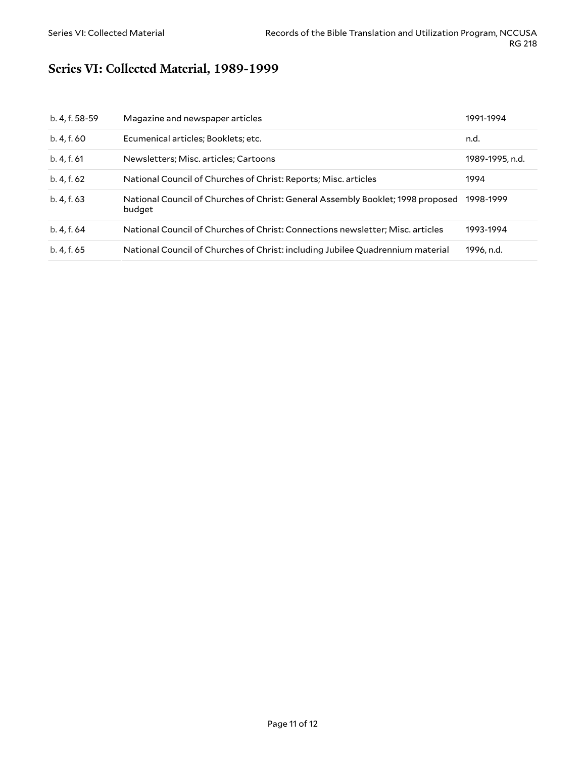## Series VI: Collected Material, 1989-1999

| | | |
|---|---|---|
| b. 4, f. 58-59 | Magazine and newspaper articles | 1991-1994 |
| b. 4, f. 60 | Ecumenical articles; Booklets; etc. | n.d. |
| b. 4, f. 61 | Newsletters; Misc. articles; Cartoons | 1989-1995, n.d. |
| b. 4, f. 62 | National Council of Churches of Christ: Reports; Misc. articles | 1994 |
| b. 4, f. 63 | National Council of Churches of Christ: General Assembly Booklet; 1998 proposed budget | 1998-1999 |
| b. 4, f. 64 | National Council of Churches of Christ: Connections newsletter; Misc. articles | 1993-1994 |
| b. 4, f. 65 | National Council of Churches of Christ: including Jubilee Quadrennium material | 1996, n.d. |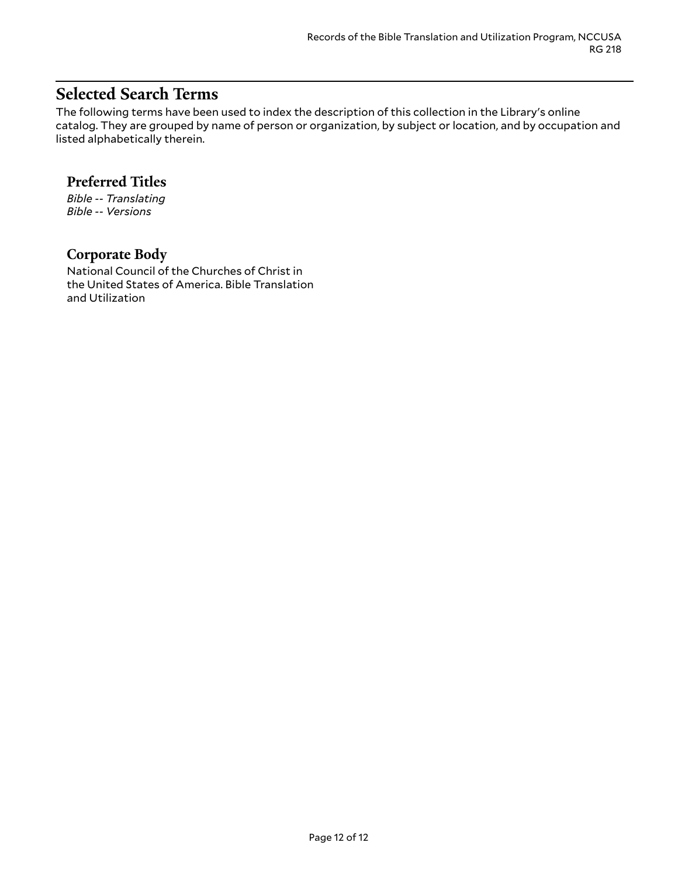## Selected Search Terms

The following terms have been used to index the description of this collection in the Library's online catalog. They are grouped by name of person or organization, by subject or location, and by occupation and listed alphabetically therein.

### Preferred Titles

*Bible -- Translating*
*Bible -- Versions*

### Corporate Body

National Council of the Churches of Christ in the United States of America. Bible Translation and Utilization